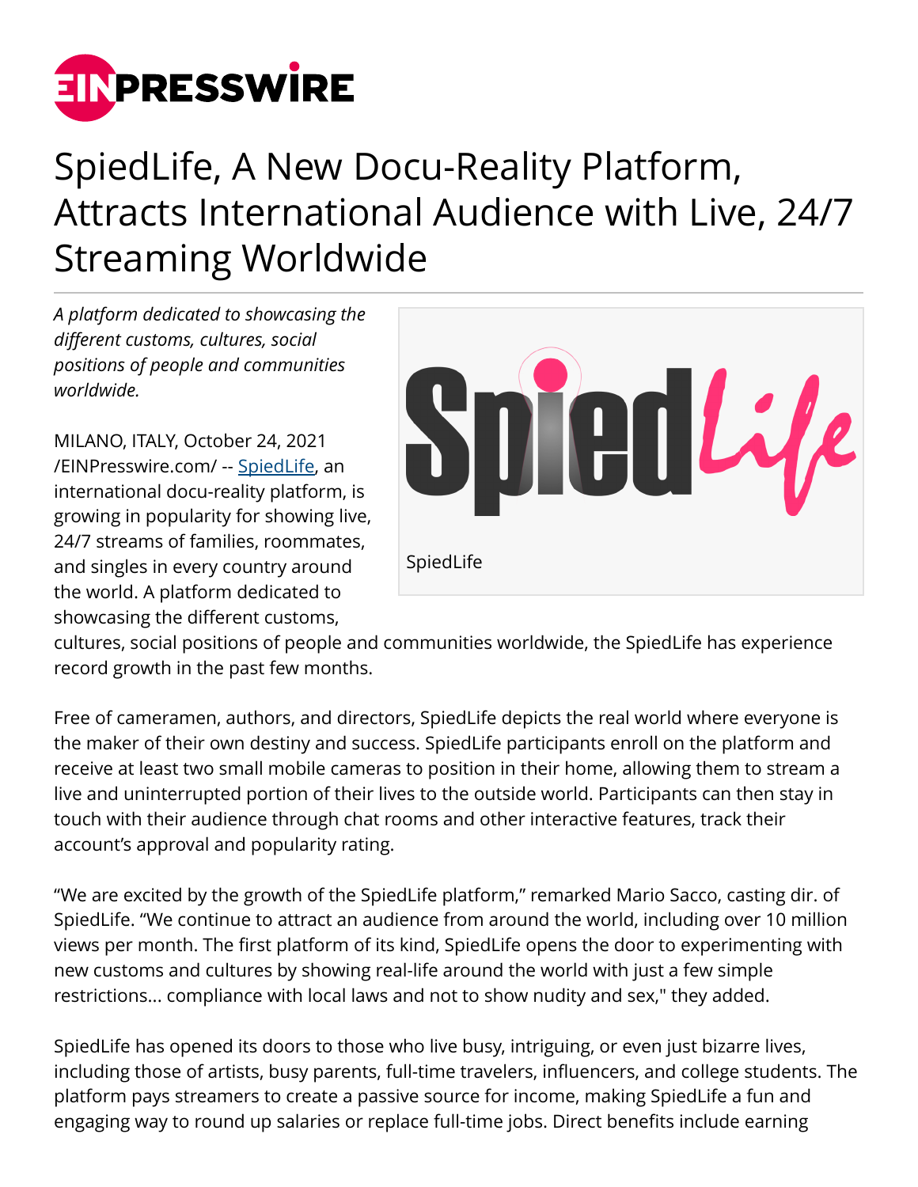# SpiedLife, A New Docu-Reality Platform, Attracts International Audience with Live, 24/7 Streaming Worldwide

*A platform dedicated to showcasing the different customs, cultures, social positions of people and communities worldwide.*

SpiedLife

MILANO, ITALY, October 24, 2021 /EINPresswire.com/ -- SpiedLife, an international docu-reality platform, is growing in popularity for showing live, 24/7 streams of families, roommates, and singles in every country around the world. A platform dedicated to showcasing the different customs, cultures, social positions of people and communities worldwide, the SpiedLife has experience record growth in the past few months.

Free of cameramen, authors, and directors, SpiedLife depicts the real world where everyone is the maker of their own destiny and success. SpiedLife participants enroll on the platform and receive at least two small mobile cameras to position in their home, allowing them to stream a live and uninterrupted portion of their lives to the outside world. Participants can then stay in touch with their audience through chat rooms and other interactive features, track their account's approval and popularity rating.

"We are excited by the growth of the SpiedLife platform," remarked Mario Sacco, casting dir. of SpiedLife. "We continue to attract an audience from around the world, including over 10 million views per month. The first platform of its kind, SpiedLife opens the door to experimenting with new customs and cultures by showing real-life around the world with just a few simple restrictions... compliance with local laws and not to show nudity and sex," they added.

SpiedLife has opened its doors to those who live busy, intriguing, or even just bizarre lives, including those of artists, busy parents, full-time travelers, influencers, and college students. The platform pays streamers to create a passive source for income, making SpiedLife a fun and engaging way to round up salaries or replace full-time jobs. Direct benefits include earning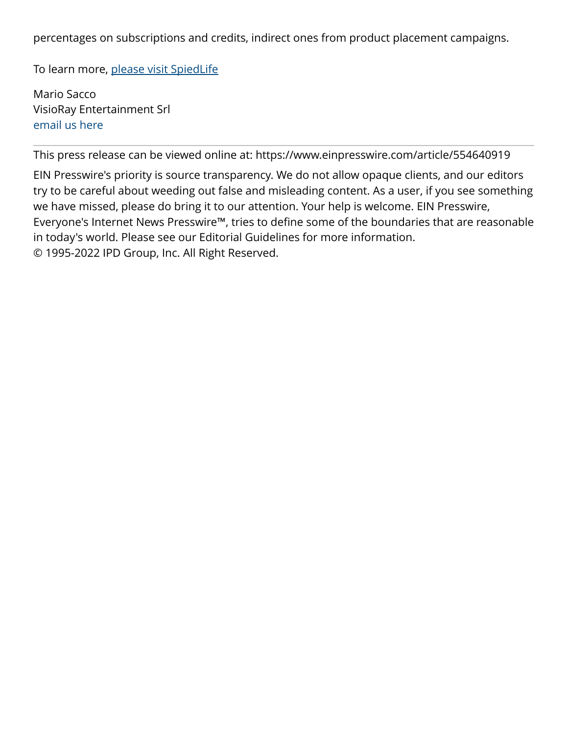percentages on subscriptions and credits, indirect ones from product placement campaigns.

To learn more, please visit SpiedLife

Mario Sacco
VisioRay Entertainment Srl
email us here

---

This press release can be viewed online at: https://www.einpresswire.com/article/554640919

EIN Presswire's priority is source transparency. We do not allow opaque clients, and our editors try to be careful about weeding out false and misleading content. As a user, if you see something we have missed, please do bring it to our attention. Your help is welcome. EIN Presswire, Everyone's Internet News Presswire™, tries to define some of the boundaries that are reasonable in today's world. Please see our Editorial Guidelines for more information.
© 1995-2022 IPD Group, Inc. All Right Reserved.